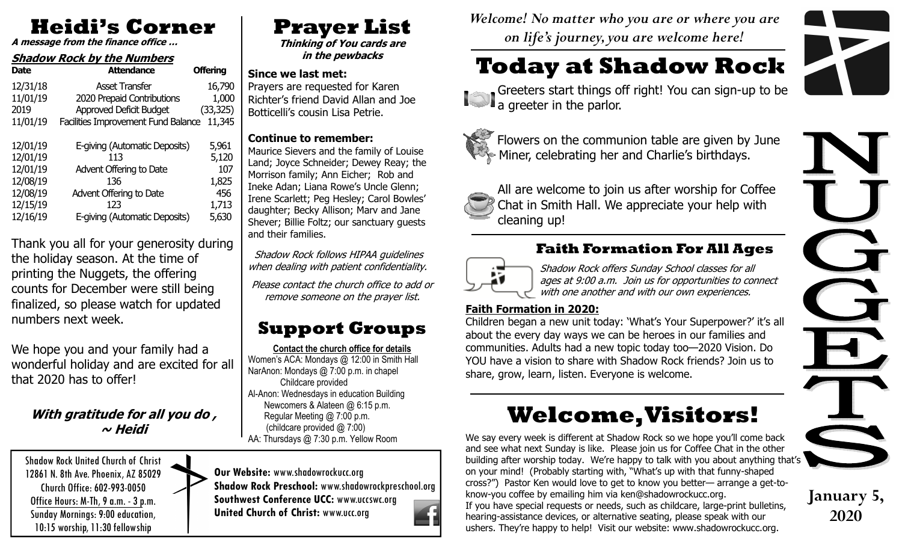# Heidi's Corner

**A message from the finance office …**

### Shadow Rock by the Numbers

| Date | Attendance | Offering |
|---|---|---|
| 12/31/18 | Asset Transfer | 16,790 |
| 11/01/19 | 2020 Prepaid Contributions | 1,000 |
| 2019 | Approved Deficit Budget | (33,325) |
| 11/01/19 | Facilities Improvement Fund Balance | 11,345 |
| 12/01/19 | E-giving (Automatic Deposits) | 5,961 |
| 12/01/19 | 113 | 5,120 |
| 12/01/19 | Advent Offering to Date | 107 |
| 12/08/19 | 136 | 1,825 |
| 12/08/19 | Advent Offering to Date | 456 |
| 12/15/19 | 123 | 1,713 |
| 12/16/19 | E-giving (Automatic Deposits) | 5,630 |

Thank you all for your generosity during the holiday season. At the time of printing the Nuggets, the offering counts for December were still being finalized, so please watch for updated numbers next week.

We hope you and your family had a wonderful holiday and are excited for all that 2020 has to offer!

***With gratitude for all you do ,***
***~ Heidi***

# Prayer List

**Thinking of You cards are in the pewbacks**

**Since we last met:**
Prayers are requested for Karen Richter's friend David Allan and Joe Botticelli's cousin Lisa Petrie.

**Continue to remember:**
Maurice Sievers and the family of Louise Land; Joyce Schneider; Dewey Reay; the Morrison family; Ann Eicher; Rob and Ineke Adan; Liana Rowe's Uncle Glenn; Irene Scarlett; Peg Hesley; Carol Bowles' daughter; Becky Allison; Marv and Jane Shever; Billie Foltz; our sanctuary guests and their families.

*Shadow Rock follows HIPAA guidelines when dealing with patient confidentiality.*

*Please contact the church office to add or remove someone on the prayer list.*

# Support Groups

**Contact the church office for details**

Women's ACA: Mondays @ 12:00 in Smith Hall
NarAnon: Mondays @ 7:00 p.m. in chapel
Childcare provided
Al-Anon: Wednesdays in education Building
Newcomers & Alateen @ 6:15 p.m.
Regular Meeting @ 7:00 p.m.
(childcare provided @ 7:00)
AA: Thursdays @ 7:30 p.m. Yellow Room

Shadow Rock United Church of Christ
12861 N. 8th Ave. Phoenix, AZ 85029
Church Office: 602-993-0050
Office Hours: M-Th, 9 a.m. - 3 p.m.
Sunday Mornings: 9:00 education, 10:15 worship, 11:30 fellowship

**Our Website:** www.shadowrockucc.org
**Shadow Rock Preschool:** www.shadowrockpreschool.org
**Southwest Conference UCC:** www.uccswc.org
**United Church of Christ:** www.ucc.org

*Welcome! No matter who you are or where you are on life's journey, you are welcome here!*

# NUGGETS

**January 5, 2020**

# Today at Shadow Rock

Greeters start things off right! You can sign-up to be a greeter in the parlor.

Flowers on the communion table are given by June Miner, celebrating her and Charlie's birthdays.

All are welcome to join us after worship for Coffee Chat in Smith Hall. We appreciate your help with cleaning up!

## Faith Formation For All Ages

*Shadow Rock offers Sunday School classes for all ages at 9:00 a.m. Join us for opportunities to connect with one another and with our own experiences.*

**Faith Formation in 2020:**
Children began a new unit today: 'What's Your Superpower?' it's all about the every day ways we can be heroes in our families and communities. Adults had a new topic today too—2020 Vision. Do YOU have a vision to share with Shadow Rock friends? Join us to share, grow, learn, listen. Everyone is welcome.

# Welcome, Visitors!

We say every week is different at Shadow Rock so we hope you'll come back and see what next Sunday is like. Please join us for Coffee Chat in the other building after worship today. We're happy to talk with you about anything that's on your mind! (Probably starting with, "What's up with that funny-shaped cross?") Pastor Ken would love to get to know you better— arrange a get-to-know-you coffee by emailing him via ken@shadowrockucc.org.
If you have special requests or needs, such as childcare, large-print bulletins, hearing-assistance devices, or alternative seating, please speak with our ushers. They're happy to help! Visit our website: www.shadowrockucc.org.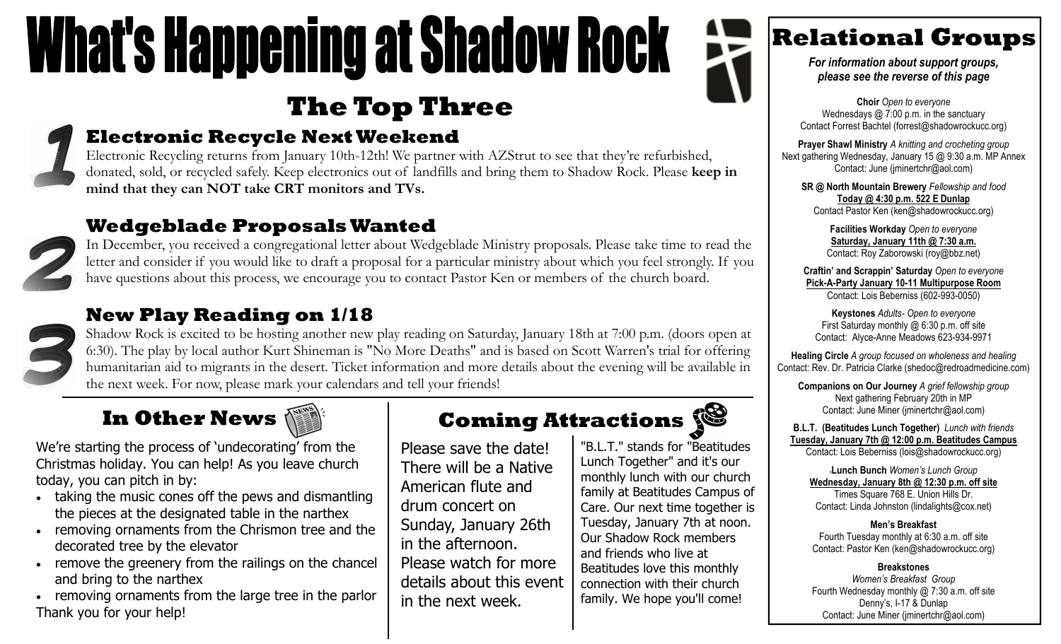# What's Happening at Shadow Rock

## The Top Three

### 1 Electronic Recycle Next Weekend

Electronic Recycling returns from January 10th-12th! We partner with AZStrut to see that they're refurbished, donated, sold, or recycled safely. Keep electronics out of landfills and bring them to Shadow Rock. Please **keep in mind that they can NOT take CRT monitors and TVs.**

### 2 Wedgeblade Proposals Wanted

In December, you received a congregational letter about Wedgeblade Ministry proposals. Please take time to read the letter and consider if you would like to draft a proposal for a particular ministry about which you feel strongly. If you have questions about this process, we encourage you to contact Pastor Ken or members of the church board.

### 3 New Play Reading on 1/18

Shadow Rock is excited to be hosting another new play reading on Saturday, January 18th at 7:00 p.m. (doors open at 6:30). The play by local author Kurt Shineman is "No More Deaths" and is based on Scott Warren's trial for offering humanitarian aid to migrants in the desert. Ticket information and more details about the evening will be available in the next week. For now, please mark your calendars and tell your friends!

## In Other News

We're starting the process of 'undecorating' from the Christmas holiday. You can help! As you leave church today, you can pitch in by:

- taking the music cones off the pews and dismantling the pieces at the designated table in the narthex
- removing ornaments from the Chrismon tree and the decorated tree by the elevator
- remove the greenery from the railings on the chancel and bring to the narthex
- removing ornaments from the large tree in the parlor

Thank you for your help!

## Coming Attractions

Please save the date! There will be a Native American flute and drum concert on Sunday, January 26th in the afternoon. Please watch for more details about this event in the next week.

"B.L.T." stands for "Beatitudes Lunch Together" and it's our monthly lunch with our church family at Beatitudes Campus of Care. Our next time together is Tuesday, January 7th at noon. Our Shadow Rock members and friends who live at Beatitudes love this monthly connection with their church family. We hope you'll come!

## Relational Groups

***For information about support groups, please see the reverse of this page***

**Choir** *Open to everyone*
Wednesdays @ 7:00 p.m. in the sanctuary
Contact Forrest Bachtel (forrest@shadowrockucc.org)

**Prayer Shawl Ministry** *A knitting and crocheting group*
Next gathering Wednesday, January 15 @ 9:30 a.m. MP Annex
Contact: June (jminertchr@aol.com)

**SR @ North Mountain Brewery** *Fellowship and food*
**Today @ 4:30 p.m. 522 E Dunlap**
Contact Pastor Ken (ken@shadowrockucc.org)

**Facilities Workday** *Open to everyone*
**Saturday, January 11th @ 7:30 a.m.**
Contact: Roy Zaborowski (roy@bbz.net)

**Craftin' and Scrappin' Saturday** *Open to everyone*
**Pick-A-Party January 10-11 Multipurpose Room**
Contact: Lois Beberniss (602-993-0050)

**Keystones** *Adults- Open to everyone*
First Saturday monthly @ 6:30 p.m. off site
Contact: Alyce-Anne Meadows 623-934-9971

**Healing Circle** *A group focused on wholeness and healing*
Contact: Rev. Dr. Patricia Clarke (shedoc@redroadmedicine.com)

**Companions on Our Journey** *A grief fellowship group*
Next gathering February 20th in MP
Contact: June Miner (jminertchr@aol.com)

**B.L.T. (Beatitudes Lunch Together)** *Lunch with friends*
**Tuesday, January 7th @ 12:00 p.m. Beatitudes Campus**
Contact: Lois Beberniss (lois@shadowrockucc.org)

**Lunch Bunch** *Women's Lunch Group*
**Wednesday, January 8th @ 12:30 p.m. off site**
Times Square 768 E. Union Hills Dr.
Contact: Linda Johnston (lindalights@cox.net)

**Men's Breakfast**
Fourth Tuesday monthly at 6:30 a.m. off site
Contact: Pastor Ken (ken@shadowrockucc.org)

**Breakstones**
*Women's Breakfast Group*
Fourth Wednesday monthly @ 7:30 a.m. off site
Denny's, I-17 & Dunlap
Contact: June Miner (jminertchr@aol.com)